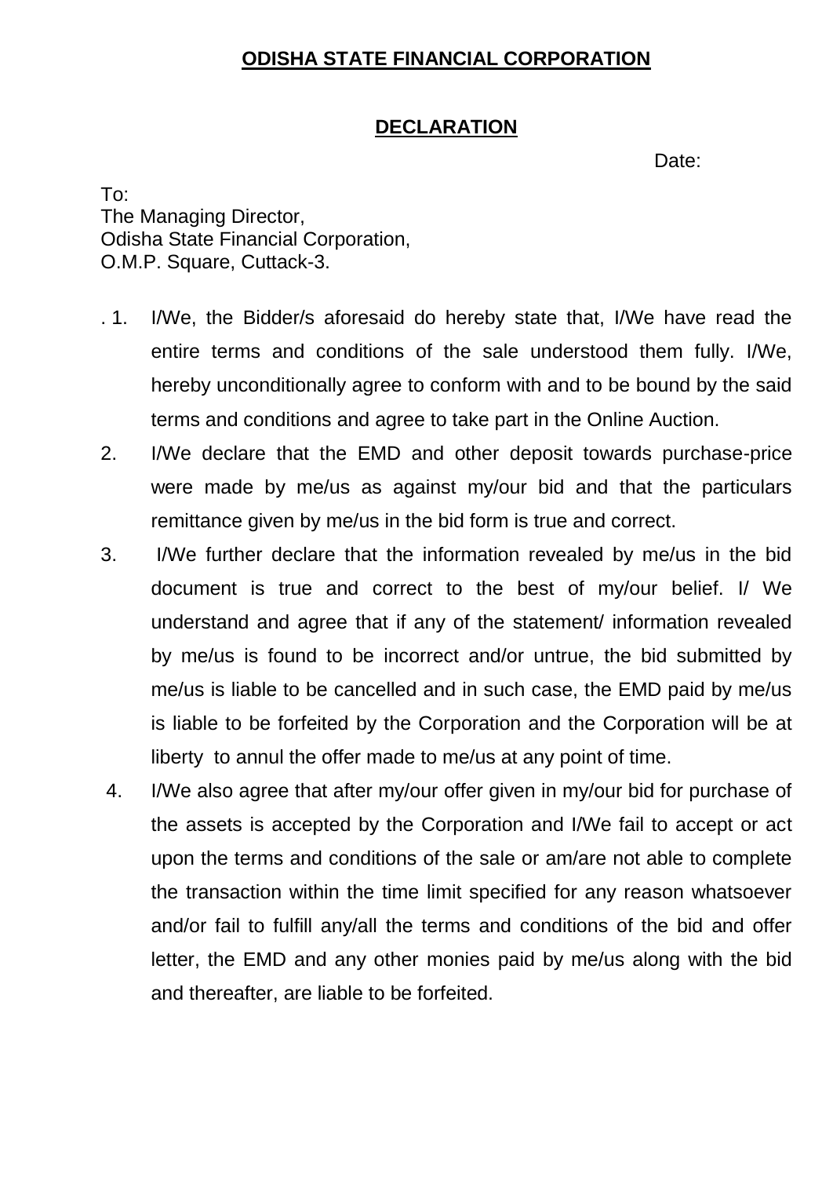# ODISHA STATE FINANCIAL CORPORATION

## DECLARATION

Date:

To:
The Managing Director,
Odisha State Financial Corporation,
O.M.P. Square, Cuttack-3.

1. I/We, the Bidder/s aforesaid do hereby state that, I/We have read the entire terms and conditions of the sale understood them fully. I/We, hereby unconditionally agree to conform with and to be bound by the said terms and conditions and agree to take part in the Online Auction.
2. I/We declare that the EMD and other deposit towards purchase-price were made by me/us as against my/our bid and that the particulars remittance given by me/us in the bid form is true and correct.
3. I/We further declare that the information revealed by me/us in the bid document is true and correct to the best of my/our belief. I/ We understand and agree that if any of the statement/ information revealed by me/us is found to be incorrect and/or untrue, the bid submitted by me/us is liable to be cancelled and in such case, the EMD paid by me/us is liable to be forfeited by the Corporation and the Corporation will be at liberty to annul the offer made to me/us at any point of time.
4. I/We also agree that after my/our offer given in my/our bid for purchase of the assets is accepted by the Corporation and I/We fail to accept or act upon the terms and conditions of the sale or am/are not able to complete the transaction within the time limit specified for any reason whatsoever and/or fail to fulfill any/all the terms and conditions of the bid and offer letter, the EMD and any other monies paid by me/us along with the bid and thereafter, are liable to be forfeited.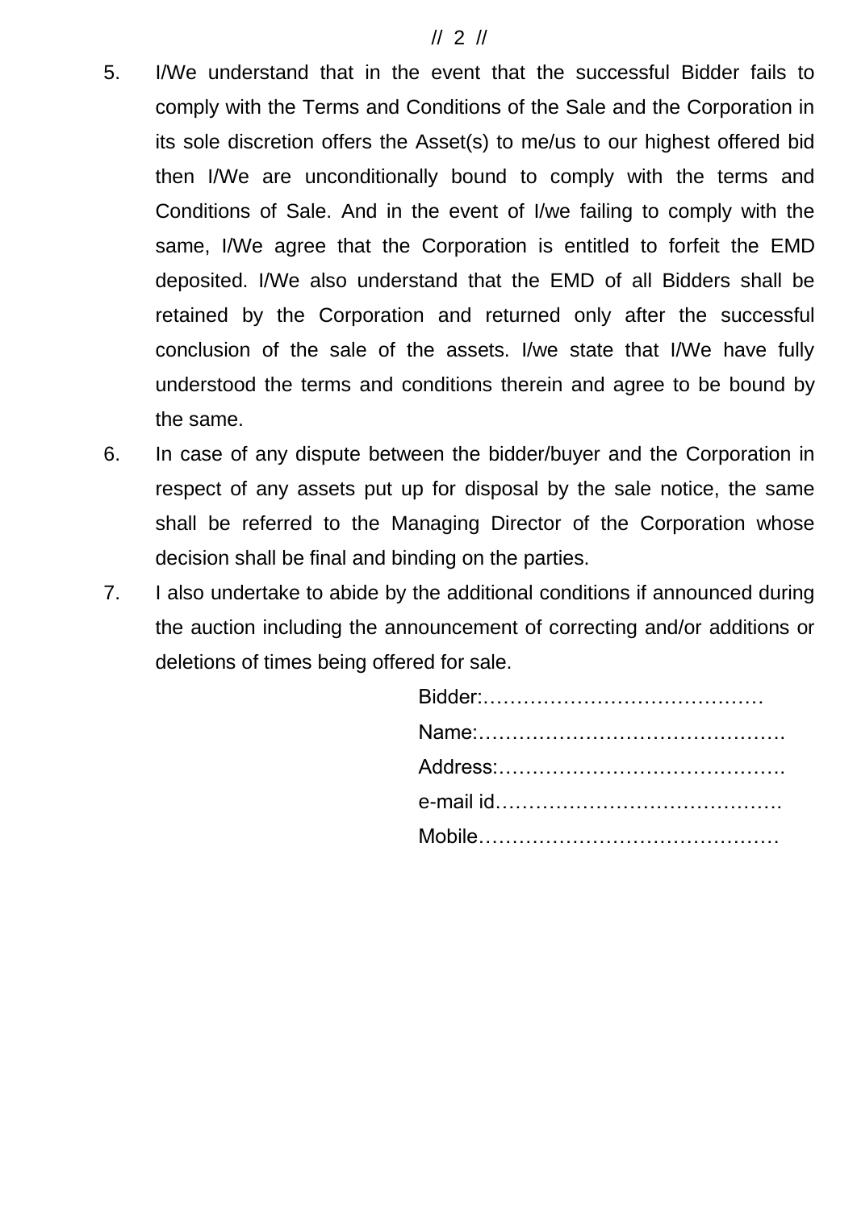5. I/We understand that in the event that the successful Bidder fails to comply with the Terms and Conditions of the Sale and the Corporation in its sole discretion offers the Asset(s) to me/us to our highest offered bid then I/We are unconditionally bound to comply with the terms and Conditions of Sale. And in the event of I/we failing to comply with the same, I/We agree that the Corporation is entitled to forfeit the EMD deposited. I/We also understand that the EMD of all Bidders shall be retained by the Corporation and returned only after the successful conclusion of the sale of the assets. I/we state that I/We have fully understood the terms and conditions therein and agree to be bound by the same.
6. In case of any dispute between the bidder/buyer and the Corporation in respect of any assets put up for disposal by the sale notice, the same shall be referred to the Managing Director of the Corporation whose decision shall be final and binding on the parties.
7. I also undertake to abide by the additional conditions if announced during the auction including the announcement of correcting and/or additions or deletions of times being offered for sale.

Bidder:……………………………………

Name:……………………………………….

Address:…………………………………….

e-mail id……………………………………

Mobile………………………………………